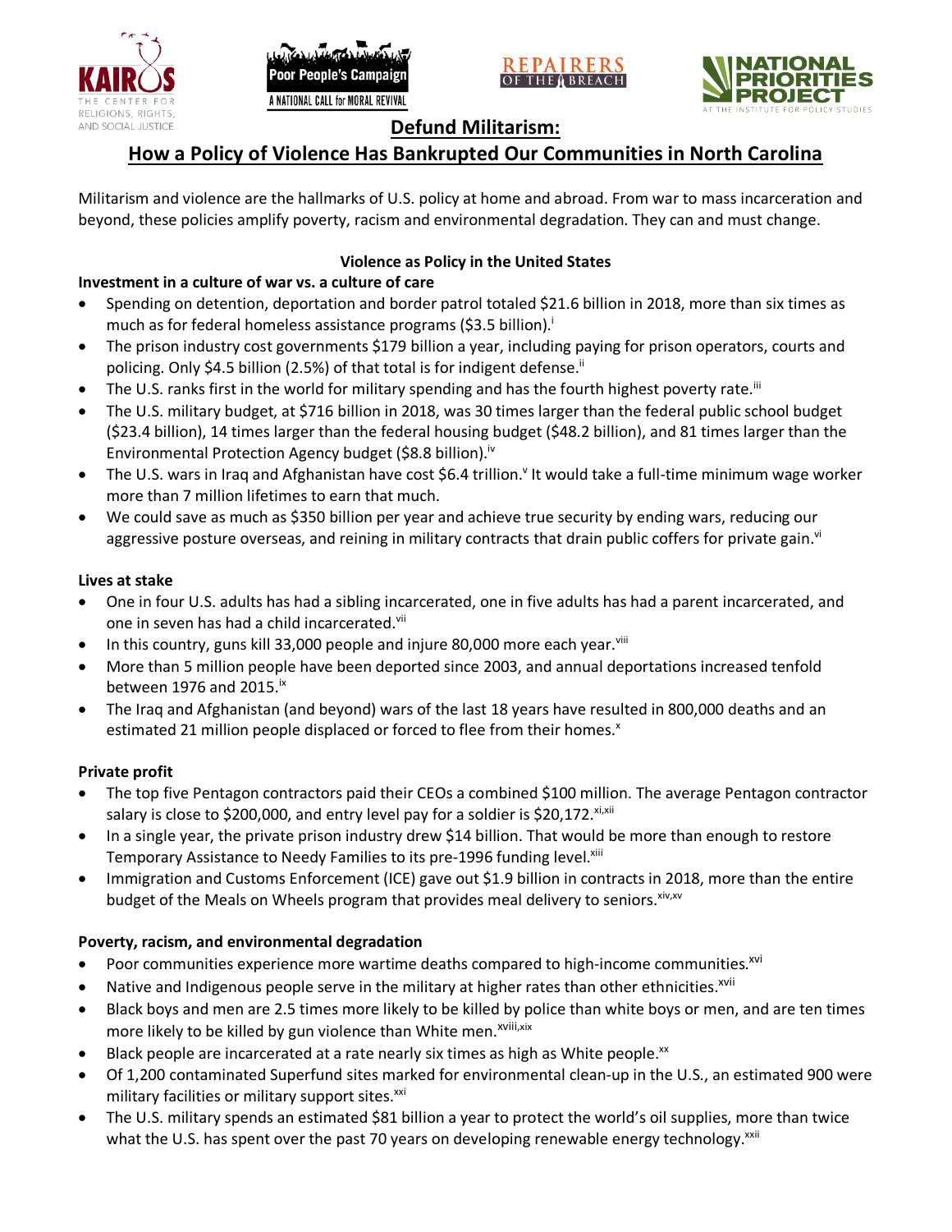# Defund Militarism:

## How a Policy of Violence Has Bankrupted Our Communities in North Carolina

Militarism and violence are the hallmarks of U.S. policy at home and abroad. From war to mass incarceration and beyond, these policies amplify poverty, racism and environmental degradation. They can and must change.

### Violence as Policy in the United States

**Investment in a culture of war vs. a culture of care**

- Spending on detention, deportation and border patrol totaled $21.6 billion in 2018, more than six times as much as for federal homeless assistance programs ($3.5 billion).[i]
- The prison industry cost governments $179 billion a year, including paying for prison operators, courts and policing. Only $4.5 billion (2.5%) of that total is for indigent defense.[ii]
- The U.S. ranks first in the world for military spending and has the fourth highest poverty rate.[iii]
- The U.S. military budget, at $716 billion in 2018, was 30 times larger than the federal public school budget ($23.4 billion), 14 times larger than the federal housing budget ($48.2 billion), and 81 times larger than the Environmental Protection Agency budget ($8.8 billion).[iv]
- The U.S. wars in Iraq and Afghanistan have cost $6.4 trillion.[v] It would take a full-time minimum wage worker more than 7 million lifetimes to earn that much.
- We could save as much as $350 billion per year and achieve true security by ending wars, reducing our aggressive posture overseas, and reining in military contracts that drain public coffers for private gain.[vi]

**Lives at stake**

- One in four U.S. adults has had a sibling incarcerated, one in five adults has had a parent incarcerated, and one in seven has had a child incarcerated.[vii]
- In this country, guns kill 33,000 people and injure 80,000 more each year.[viii]
- More than 5 million people have been deported since 2003, and annual deportations increased tenfold between 1976 and 2015.[ix]
- The Iraq and Afghanistan (and beyond) wars of the last 18 years have resulted in 800,000 deaths and an estimated 21 million people displaced or forced to flee from their homes.[x]

**Private profit**

- The top five Pentagon contractors paid their CEOs a combined $100 million. The average Pentagon contractor salary is close to $200,000, and entry level pay for a soldier is $20,172.[xi,xii]
- In a single year, the private prison industry drew $14 billion. That would be more than enough to restore Temporary Assistance to Needy Families to its pre-1996 funding level.[xiii]
- Immigration and Customs Enforcement (ICE) gave out $1.9 billion in contracts in 2018, more than the entire budget of the Meals on Wheels program that provides meal delivery to seniors.[xiv,xv]

**Poverty, racism, and environmental degradation**

- Poor communities experience more wartime deaths compared to high-income communities.[xvi]
- Native and Indigenous people serve in the military at higher rates than other ethnicities.[xvii]
- Black boys and men are 2.5 times more likely to be killed by police than white boys or men, and are ten times more likely to be killed by gun violence than White men.[xviii,xix]
- Black people are incarcerated at a rate nearly six times as high as White people.[xx]
- Of 1,200 contaminated Superfund sites marked for environmental clean-up in the U.S., an estimated 900 were military facilities or military support sites.[xxi]
- The U.S. military spends an estimated $81 billion a year to protect the world's oil supplies, more than twice what the U.S. has spent over the past 70 years on developing renewable energy technology.[xxii]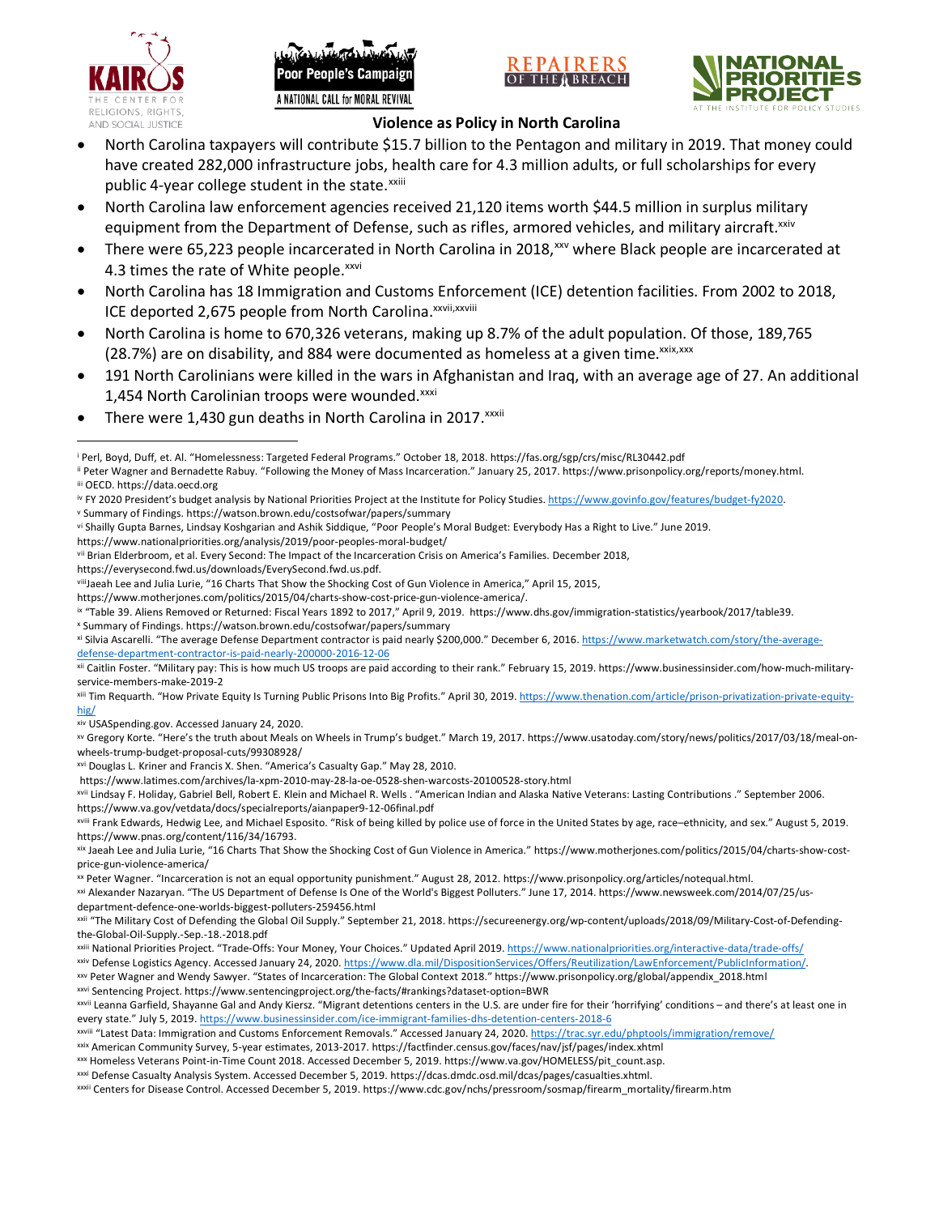## Violence as Policy in North Carolina

- North Carolina taxpayers will contribute $15.7 billion to the Pentagon and military in 2019. That money could have created 282,000 infrastructure jobs, health care for 4.3 million adults, or full scholarships for every public 4-year college student in the state.[xxiii]
- North Carolina law enforcement agencies received 21,120 items worth $44.5 million in surplus military equipment from the Department of Defense, such as rifles, armored vehicles, and military aircraft.[xxiv]
- There were 65,223 people incarcerated in North Carolina in 2018,[xxv] where Black people are incarcerated at 4.3 times the rate of White people.[xxvi]
- North Carolina has 18 Immigration and Customs Enforcement (ICE) detention facilities. From 2002 to 2018, ICE deported 2,675 people from North Carolina.[xxvii,xxviii]
- North Carolina is home to 670,326 veterans, making up 8.7% of the adult population. Of those, 189,765 (28.7%) are on disability, and 884 were documented as homeless at a given time.[xxix,xxx]
- 191 North Carolinians were killed in the wars in Afghanistan and Iraq, with an average age of 27. An additional 1,454 North Carolinian troops were wounded.[xxxi]
- There were 1,430 gun deaths in North Carolina in 2017.[xxxii]

---

[i] Perl, Boyd, Duff, et. Al. "Homelessness: Targeted Federal Programs." October 18, 2018. https://fas.org/sgp/crs/misc/RL30442.pdf

[ii] Peter Wagner and Bernadette Rabuy. "Following the Money of Mass Incarceration." January 25, 2017. https://www.prisonpolicy.org/reports/money.html.

[iii] OECD. https://data.oecd.org

[iv] FY 2020 President's budget analysis by National Priorities Project at the Institute for Policy Studies. https://www.govinfo.gov/features/budget-fy2020.

[v] Summary of Findings. https://watson.brown.edu/costsofwar/papers/summary

[vi] Shailly Gupta Barnes, Lindsay Koshgarian and Ashik Siddique, "Poor People's Moral Budget: Everybody Has a Right to Live." June 2019. https://www.nationalpriorities.org/analysis/2019/poor-peoples-moral-budget/

[vii] Brian Elderbroom, et al. Every Second: The Impact of the Incarceration Crisis on America's Families. December 2018, https://everysecond.fwd.us/downloads/EverySecond.fwd.us.pdf.

[viii] Jaeah Lee and Julia Lurie, "16 Charts That Show the Shocking Cost of Gun Violence in America," April 15, 2015, https://www.motherjones.com/politics/2015/04/charts-show-cost-price-gun-violence-america/.

[ix] "Table 39. Aliens Removed or Returned: Fiscal Years 1892 to 2017," April 9, 2019. https://www.dhs.gov/immigration-statistics/yearbook/2017/table39.

[x] Summary of Findings. https://watson.brown.edu/costsofwar/papers/summary

[xi] Silvia Ascarelli. "The average Defense Department contractor is paid nearly $200,000." December 6, 2016. https://www.marketwatch.com/story/the-average-defense-department-contractor-is-paid-nearly-200000-2016-12-06

[xii] Caitlin Foster. "Military pay: This is how much US troops are paid according to their rank." February 15, 2019. https://www.businessinsider.com/how-much-military-service-members-make-2019-2

[xiii] Tim Requarth. "How Private Equity Is Turning Public Prisons Into Big Profits." April 30, 2019. https://www.thenation.com/article/prison-privatization-private-equity-hig/

[xiv] USASpending.gov. Accessed January 24, 2020.

[xv] Gregory Korte. "Here's the truth about Meals on Wheels in Trump's budget." March 19, 2017. https://www.usatoday.com/story/news/politics/2017/03/18/meal-on-wheels-trump-budget-proposal-cuts/99308928/

[xvi] Douglas L. Kriner and Francis X. Shen. "America's Casualty Gap." May 28, 2010. https://www.latimes.com/archives/la-xpm-2010-may-28-la-oe-0528-shen-warcosts-20100528-story.html

[xvii] Lindsay F. Holiday, Gabriel Bell, Robert E. Klein and Michael R. Wells . "American Indian and Alaska Native Veterans: Lasting Contributions ." September 2006. https://www.va.gov/vetdata/docs/specialreports/aianpaper9-12-06final.pdf

[xviii] Frank Edwards, Hedwig Lee, and Michael Esposito. "Risk of being killed by police use of force in the United States by age, race–ethnicity, and sex." August 5, 2019. https://www.pnas.org/content/116/34/16793.

[xix] Jaeah Lee and Julia Lurie, "16 Charts That Show the Shocking Cost of Gun Violence in America." https://www.motherjones.com/politics/2015/04/charts-show-cost-price-gun-violence-america/

[xx] Peter Wagner. "Incarceration is not an equal opportunity punishment." August 28, 2012. https://www.prisonpolicy.org/articles/notequal.html.

[xxi] Alexander Nazaryan. "The US Department of Defense Is One of the World's Biggest Polluters." June 17, 2014. https://www.newsweek.com/2014/07/25/us-department-defence-one-worlds-biggest-polluters-259456.html

[xxii] "The Military Cost of Defending the Global Oil Supply." September 21, 2018. https://secureenergy.org/wp-content/uploads/2018/09/Military-Cost-of-Defending-the-Global-Oil-Supply.-Sep.-18.-2018.pdf

[xxiii] National Priorities Project. "Trade-Offs: Your Money, Your Choices." Updated April 2019. https://www.nationalpriorities.org/interactive-data/trade-offs/

[xxiv] Defense Logistics Agency. Accessed January 24, 2020. https://www.dla.mil/DispositionServices/Offers/Reutilization/LawEnforcement/PublicInformation/.

[xxv] Peter Wagner and Wendy Sawyer. "States of Incarceration: The Global Context 2018." https://www.prisonpolicy.org/global/appendix_2018.html

[xxvi] Sentencing Project. https://www.sentencingproject.org/the-facts/#rankings?dataset-option=BWR

[xxvii] Leanna Garfield, Shayanne Gal and Andy Kiersz. "Migrant detentions centers in the U.S. are under fire for their 'horrifying' conditions – and there's at least one in every state." July 5, 2019. https://www.businessinsider.com/ice-immigrant-families-dhs-detention-centers-2018-6

[xxviii] "Latest Data: Immigration and Customs Enforcement Removals." Accessed January 24, 2020. https://trac.syr.edu/phptools/immigration/remove/

[xxix] American Community Survey, 5-year estimates, 2013-2017. https://factfinder.census.gov/faces/nav/jsf/pages/index.xhtml

[xxx] Homeless Veterans Point-in-Time Count 2018. Accessed December 5, 2019. https://www.va.gov/HOMELESS/pit_count.asp.

[xxxi] Defense Casualty Analysis System. Accessed December 5, 2019. https://dcas.dmdc.osd.mil/dcas/pages/casualties.xhtml.

[xxxii] Centers for Disease Control. Accessed December 5, 2019. https://www.cdc.gov/nchs/pressroom/sosmap/firearm_mortality/firearm.htm